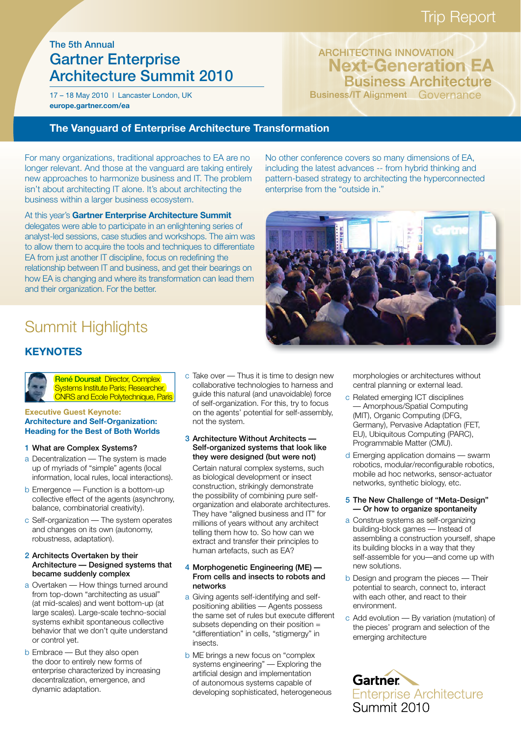Trip Report

The 5th Annual

# Gartner Enterprise Architecture Summit 2010

17 – 18 May 2010 | Lancaster London, UK
**europe.gartner.com/ea**

ARCHITECTING INNOVATION
Next-Generation EA
Business Architecture
Business/IT Alignment Governance

## The Vanguard of Enterprise Architecture Transformation

For many organizations, traditional approaches to EA are no longer relevant. And those at the vanguard are taking entirely new approaches to harmonize business and IT. The problem isn't about architecting IT alone. It's about architecting the business within a larger business ecosystem.

At this year's **Gartner Enterprise Architecture Summit** delegates were able to participate in an enlightening series of analyst-led sessions, case studies and workshops. The aim was to allow them to acquire the tools and techniques to differentiate EA from just another IT discipline, focus on redefining the relationship between IT and business, and get their bearings on how EA is changing and where its transformation can lead them and their organization. For the better.

No other conference covers so many dimensions of EA, including the latest advances -- from hybrid thinking and pattern-based strategy to architecting the hyperconnected enterprise from the "outside in."

## Summit Highlights

### KEYNOTES

**René Doursat** Director, Complex Systems Institute Paris; Researcher, CNRS and Ecole Polytechnique, Paris

**Executive Guest Keynote: Architecture and Self-Organization: Heading for the Best of Both Worlds**

1 What are Complex Systems?

a Decentralization — The system is made up of myriads of "simple" agents (local information, local rules, local interactions).

b Emergence — Function is a bottom-up collective effect of the agents (asynchrony, balance, combinatorial creativity).

c Self-organization — The system operates and changes on its own (autonomy, robustness, adaptation).

2 Architects Overtaken by their Architecture — Designed systems that became suddenly complex

a Overtaken — How things turned around from top-down "architecting as usual" (at mid-scales) and went bottom-up (at large scales). Large-scale techno-social systems exhibit spontaneous collective behavior that we don't quite understand or control yet.

b Embrace — But they also open the door to entirely new forms of enterprise characterized by increasing decentralization, emergence, and dynamic adaptation.

c Take over — Thus it is time to design new collaborative technologies to harness and guide this natural (and unavoidable) force of self-organization. For this, try to focus on the agents' potential for self-assembly, not the system.

3 Architecture Without Architects — Self-organized systems that look like they were designed (but were not)

Certain natural complex systems, such as biological development or insect construction, strikingly demonstrate the possibility of combining pure self-organization and elaborate architectures. They have "aligned business and IT" for millions of years without any architect telling them how to. So how can we extract and transfer their principles to human artefacts, such as EA?

4 Morphogenetic Engineering (ME) — From cells and insects to robots and networks

a Giving agents self-identifying and self-positioning abilities — Agents possess the same set of rules but execute different subsets depending on their position = "differentiation" in cells, "stigmergy" in insects.

b ME brings a new focus on "complex systems engineering" — Exploring the artificial design and implementation of autonomous systems capable of developing sophisticated, heterogeneous morphologies or architectures without central planning or external lead.

c Related emerging ICT disciplines — Amorphous/Spatial Computing (MIT), Organic Computing (DFG, Germany), Pervasive Adaptation (FET, EU), Ubiquitous Computing (PARC), Programmable Matter (CMU).

d Emerging application domains — swarm robotics, modular/reconfigurable robotics, mobile ad hoc networks, sensor-actuator networks, synthetic biology, etc.

5 The New Challenge of "Meta-Design" — Or how to organize spontaneity

a Construe systems as self-organizing building-block games — Instead of assembling a construction yourself, shape its building blocks in a way that they self-assemble for you—and come up with new solutions.

b Design and program the pieces — Their potential to search, connect to, interact with each other, and react to their environment.

c Add evolution — By variation (mutation) of the pieces' program and selection of the emerging architecture

Gartner
Enterprise Architecture
Summit 2010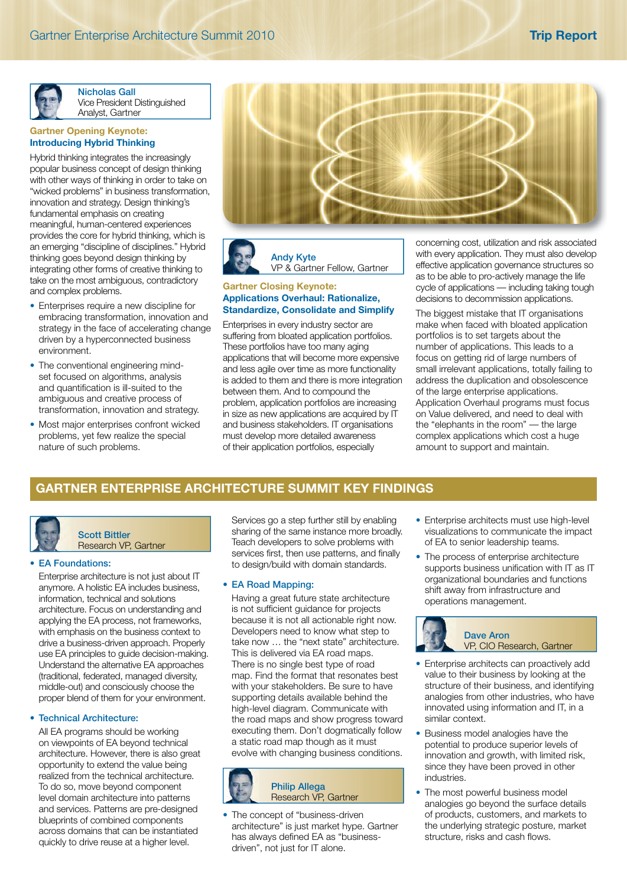**Nicholas Gall**
Vice President Distinguished Analyst, Gartner

### Gartner Opening Keynote: Introducing Hybrid Thinking

Hybrid thinking integrates the increasingly popular business concept of design thinking with other ways of thinking in order to take on "wicked problems" in business transformation, innovation and strategy. Design thinking's fundamental emphasis on creating meaningful, human-centered experiences provides the core for hybrid thinking, which is an emerging "discipline of disciplines." Hybrid thinking goes beyond design thinking by integrating other forms of creative thinking to take on the most ambiguous, contradictory and complex problems.

- Enterprises require a new discipline for embracing transformation, innovation and strategy in the face of accelerating change driven by a hyperconnected business environment.
- The conventional engineering mind-set focused on algorithms, analysis and quantification is ill-suited to the ambiguous and creative process of transformation, innovation and strategy.
- Most major enterprises confront wicked problems, yet few realize the special nature of such problems.

**Andy Kyte**
VP & Gartner Fellow, Gartner

### Gartner Closing Keynote: Applications Overhaul: Rationalize, Standardize, Consolidate and Simplify

Enterprises in every industry sector are suffering from bloated application portfolios. These portfolios have too many aging applications that will become more expensive and less agile over time as more functionality is added to them and there is more integration between them. And to compound the problem, application portfolios are increasing in size as new applications are acquired by IT and business stakeholders. IT organisations must develop more detailed awareness of their application portfolios, especially concerning cost, utilization and risk associated with every application. They must also develop effective application governance structures so as to be able to pro-actively manage the life cycle of applications — including taking tough decisions to decommission applications.

The biggest mistake that IT organisations make when faced with bloated application portfolios is to set targets about the number of applications. This leads to a focus on getting rid of large numbers of small irrelevant applications, totally failing to address the duplication and obsolescence of the large enterprise applications. Application Overhaul programs must focus on Value delivered, and need to deal with the "elephants in the room" — the large complex applications which cost a huge amount to support and maintain.

## GARTNER ENTERPRISE ARCHITECTURE SUMMIT KEY FINDINGS

**Scott Bittler**
Research VP, Gartner

- **EA Foundations:**
  Enterprise architecture is not just about IT anymore. A holistic EA includes business, information, technical and solutions architecture. Focus on understanding and applying the EA process, not frameworks, with emphasis on the business context to drive a business-driven approach. Properly use EA principles to guide decision-making. Understand the alternative EA approaches (traditional, federated, managed diversity, middle-out) and consciously choose the proper blend of them for your environment.

- **Technical Architecture:**
  All EA programs should be working on viewpoints of EA beyond technical architecture. However, there is also great opportunity to extend the value being realized from the technical architecture. To do so, move beyond component level domain architecture into patterns and services. Patterns are pre-designed blueprints of combined components across domains that can be instantiated quickly to drive reuse at a higher level. Services go a step further still by enabling sharing of the same instance more broadly. Teach developers to solve problems with services first, then use patterns, and finally to design/build with domain standards.

- **EA Road Mapping:**
  Having a great future state architecture is not sufficient guidance for projects because it is not all actionable right now. Developers need to know what step to take now … the "next state" architecture. This is delivered via EA road maps. There is no single best type of road map. Find the format that resonates best with your stakeholders. Be sure to have supporting details available behind the high-level diagram. Communicate with the road maps and show progress toward executing them. Don't dogmatically follow a static road map though as it must evolve with changing business conditions.

**Philip Allega**
Research VP, Gartner

- The concept of "business-driven architecture" is just market hype. Gartner has always defined EA as "business-driven", not just for IT alone.
- Enterprise architects must use high-level visualizations to communicate the impact of EA to senior leadership teams.
- The process of enterprise architecture supports business unification with IT as IT organizational boundaries and functions shift away from infrastructure and operations management.

**Dave Aron**
VP, CIO Research, Gartner

- Enterprise architects can proactively add value to their business by looking at the structure of their business, and identifying analogies from other industries, who have innovated using information and IT, in a similar context.
- Business model analogies have the potential to produce superior levels of innovation and growth, with limited risk, since they have been proved in other industries.
- The most powerful business model analogies go beyond the surface details of products, customers, and markets to the underlying strategic posture, market structure, risks and cash flows.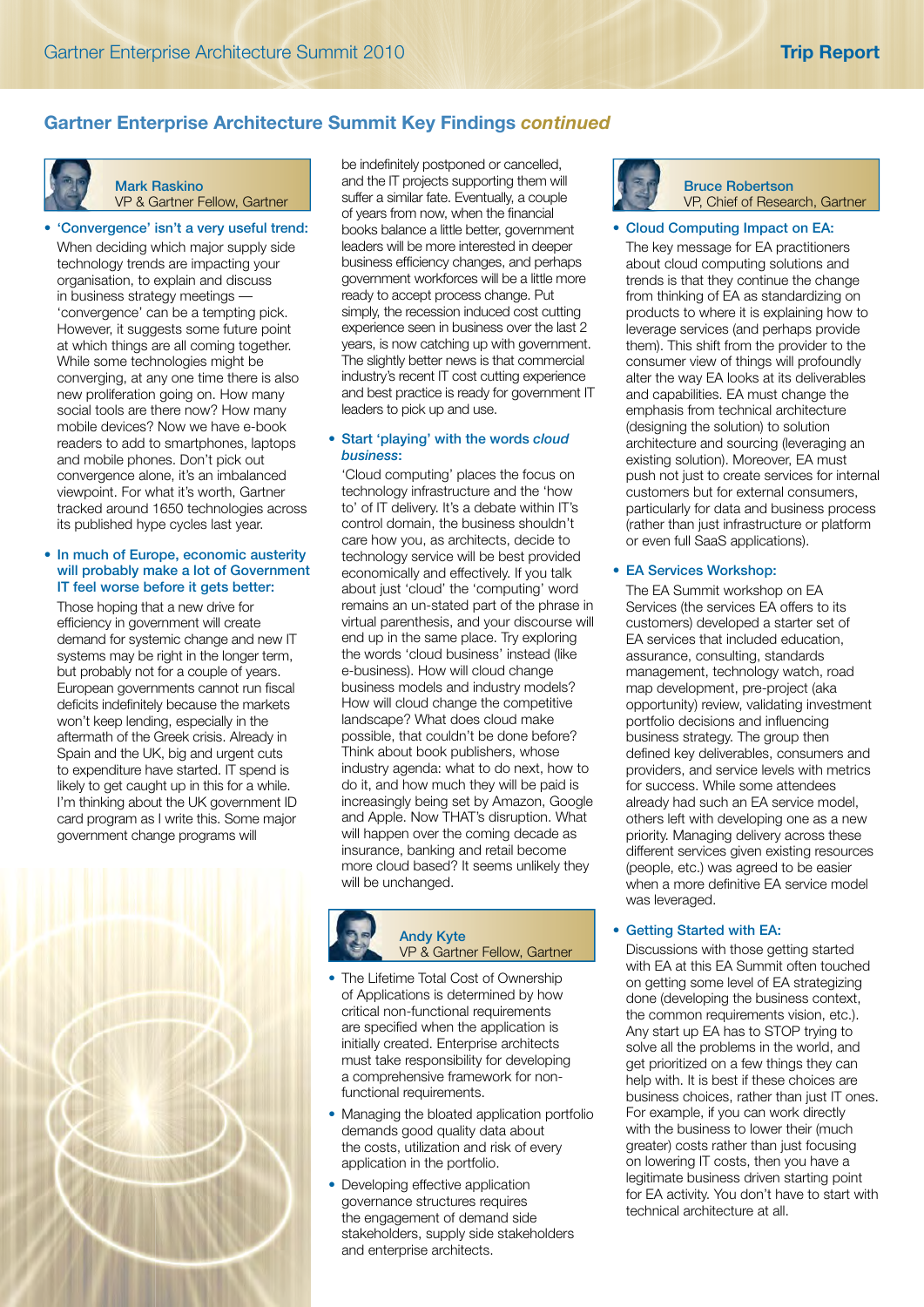## Gartner Enterprise Architecture Summit Key Findings *continued*

**Mark Raskino**
VP & Gartner Fellow, Gartner

- **'Convergence' isn't a very useful trend:**
  When deciding which major supply side technology trends are impacting your organisation, to explain and discuss in business strategy meetings — 'convergence' can be a tempting pick. However, it suggests some future point at which things are all coming together. While some technologies might be converging, at any one time there is also new proliferation going on. How many social tools are there now? How many mobile devices? Now we have e-book readers to add to smartphones, laptops and mobile phones. Don't pick out convergence alone, it's an imbalanced viewpoint. For what it's worth, Gartner tracked around 1650 technologies across its published hype cycles last year.

- **In much of Europe, economic austerity will probably make a lot of Government IT feel worse before it gets better:**
  Those hoping that a new drive for efficiency in government will create demand for systemic change and new IT systems may be right in the longer term, but probably not for a couple of years. European governments cannot run fiscal deficits indefinitely because the markets won't keep lending, especially in the aftermath of the Greek crisis. Already in Spain and the UK, big and urgent cuts to expenditure have started. IT spend is likely to get caught up in this for a while. I'm thinking about the UK government ID card program as I write this. Some major government change programs will be indefinitely postponed or cancelled, and the IT projects supporting them will suffer a similar fate. Eventually, a couple of years from now, when the financial books balance a little better, government leaders will be more interested in deeper business efficiency changes, and perhaps government workforces will be a little more ready to accept process change. Put simply, the recession induced cost cutting experience seen in business over the last 2 years, is now catching up with government. The slightly better news is that commercial industry's recent IT cost cutting experience and best practice is ready for government IT leaders to pick up and use.

- **Start 'playing' with the words *cloud business*:**
  'Cloud computing' places the focus on technology infrastructure and the 'how to' of IT delivery. It's a debate within IT's control domain, the business shouldn't care how you, as architects, decide to technology service will be best provided economically and effectively. If you talk about just 'cloud' the 'computing' word remains an un-stated part of the phrase in virtual parenthesis, and your discourse will end up in the same place. Try exploring the words 'cloud business' instead (like e-business). How will cloud change business models and industry models? How will cloud change the competitive landscape? What does cloud make possible, that couldn't be done before? Think about book publishers, whose industry agenda: what to do next, how to do it, and how much they will be paid is increasingly being set by Amazon, Google and Apple. Now THAT's disruption. What will happen over the coming decade as insurance, banking and retail become more cloud based? It seems unlikely they will be unchanged.

**Andy Kyte**
VP & Gartner Fellow, Gartner

- The Lifetime Total Cost of Ownership of Applications is determined by how critical non-functional requirements are specified when the application is initially created. Enterprise architects must take responsibility for developing a comprehensive framework for non-functional requirements.
- Managing the bloated application portfolio demands good quality data about the costs, utilization and risk of every application in the portfolio.
- Developing effective application governance structures requires the engagement of demand side stakeholders, supply side stakeholders and enterprise architects.

**Bruce Robertson**
VP, Chief of Research, Gartner

- **Cloud Computing Impact on EA:**
  The key message for EA practitioners about cloud computing solutions and trends is that they continue the change from thinking of EA as standardizing on products to where it is explaining how to leverage services (and perhaps provide them). This shift from the provider to the consumer view of things will profoundly alter the way EA looks at its deliverables and capabilities. EA must change the emphasis from technical architecture (designing the solution) to solution architecture and sourcing (leveraging an existing solution). Moreover, EA must push not just to create services for internal customers but for external consumers, particularly for data and business process (rather than just infrastructure or platform or even full SaaS applications).

- **EA Services Workshop:**
  The EA Summit workshop on EA Services (the services EA offers to its customers) developed a starter set of EA services that included education, assurance, consulting, standards management, technology watch, road map development, pre-project (aka opportunity) review, validating investment portfolio decisions and influencing business strategy. The group then defined key deliverables, consumers and providers, and service levels with metrics for success. While some attendees already had such an EA service model, others left with developing one as a new priority. Managing delivery across these different services given existing resources (people, etc.) was agreed to be easier when a more definitive EA service model was leveraged.

- **Getting Started with EA:**
  Discussions with those getting started with EA at this EA Summit often touched on getting some level of EA strategizing done (developing the business context, the common requirements vision, etc.). Any start up EA has to STOP trying to solve all the problems in the world, and get prioritized on a few things they can help with. It is best if these choices are business choices, rather than just IT ones. For example, if you can work directly with the business to lower their (much greater) costs rather than just focusing on lowering IT costs, then you have a legitimate business driven starting point for EA activity. You don't have to start with technical architecture at all.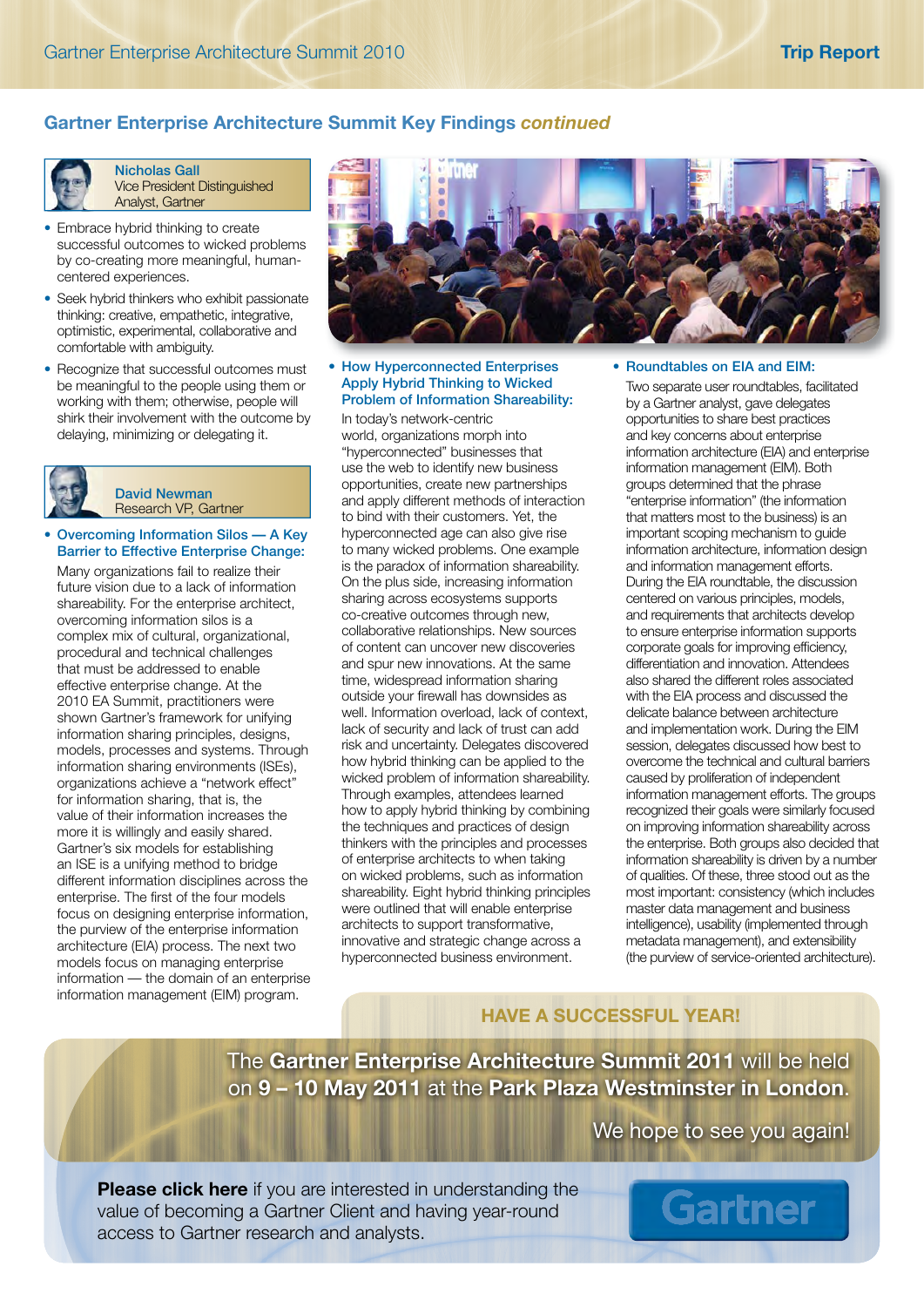## Gartner Enterprise Architecture Summit Key Findings *continued*

**Nicholas Gall**
Vice President Distinguished Analyst, Gartner

- Embrace hybrid thinking to create successful outcomes to wicked problems by co-creating more meaningful, human-centered experiences.
- Seek hybrid thinkers who exhibit passionate thinking: creative, empathetic, integrative, optimistic, experimental, collaborative and comfortable with ambiguity.
- Recognize that successful outcomes must be meaningful to the people using them or working with them; otherwise, people will shirk their involvement with the outcome by delaying, minimizing or delegating it.

**David Newman**
Research VP, Gartner

- **Overcoming Information Silos — A Key Barrier to Effective Enterprise Change:**

  Many organizations fail to realize their future vision due to a lack of information shareability. For the enterprise architect, overcoming information silos is a complex mix of cultural, organizational, procedural and technical challenges that must be addressed to enable effective enterprise change. At the 2010 EA Summit, practitioners were shown Gartner's framework for unifying information sharing principles, designs, models, processes and systems. Through information sharing environments (ISEs), organizations achieve a "network effect" for information sharing, that is, the value of their information increases the more it is willingly and easily shared. Gartner's six models for establishing an ISE is a unifying method to bridge different information disciplines across the enterprise. The first of the four models focus on designing enterprise information, the purview of the enterprise information architecture (EIA) process. The next two models focus on managing enterprise information — the domain of an enterprise information management (EIM) program.

- **How Hyperconnected Enterprises Apply Hybrid Thinking to Wicked Problem of Information Shareability:**

  In today's network-centric world, organizations morph into "hyperconnected" businesses that use the web to identify new business opportunities, create new partnerships and apply different methods of interaction to bind with their customers. Yet, the hyperconnected age can also give rise to many wicked problems. One example is the paradox of information shareability. On the plus side, increasing information sharing across ecosystems supports co-creative outcomes through new, collaborative relationships. New sources of content can uncover new discoveries and spur new innovations. At the same time, widespread information sharing outside your firewall has downsides as well. Information overload, lack of context, lack of security and lack of trust can add risk and uncertainty. Delegates discovered how hybrid thinking can be applied to the wicked problem of information shareability. Through examples, attendees learned how to apply hybrid thinking by combining the techniques and practices of design thinkers with the principles and processes of enterprise architects to when taking on wicked problems, such as information shareability. Eight hybrid thinking principles were outlined that will enable enterprise architects to support transformative, innovative and strategic change across a hyperconnected business environment.

- **Roundtables on EIA and EIM:**

  Two separate user roundtables, facilitated by a Gartner analyst, gave delegates opportunities to share best practices and key concerns about enterprise information architecture (EIA) and enterprise information management (EIM). Both groups determined that the phrase "enterprise information" (the information that matters most to the business) is an important scoping mechanism to guide information architecture, information design and information management efforts. During the EIA roundtable, the discussion centered on various principles, models, and requirements that architects develop to ensure enterprise information supports corporate goals for improving efficiency, differentiation and innovation. Attendees also shared the different roles associated with the EIA process and discussed the delicate balance between architecture and implementation work. During the EIM session, delegates discussed how best to overcome the technical and cultural barriers caused by proliferation of independent information management efforts. The groups recognized their goals were similarly focused on improving information shareability across the enterprise. Both groups also decided that information shareability is driven by a number of qualities. Of these, three stood out as the most important: consistency (which includes master data management and business intelligence), usability (implemented through metadata management), and extensibility (the purview of service-oriented architecture).

### HAVE A SUCCESSFUL YEAR!

The **Gartner Enterprise Architecture Summit 2011** will be held on **9 – 10 May 2011** at the **Park Plaza Westminster in London**.

We hope to see you again!

**Please click here** if you are interested in understanding the value of becoming a Gartner Client and having year-round access to Gartner research and analysts.

Gartner